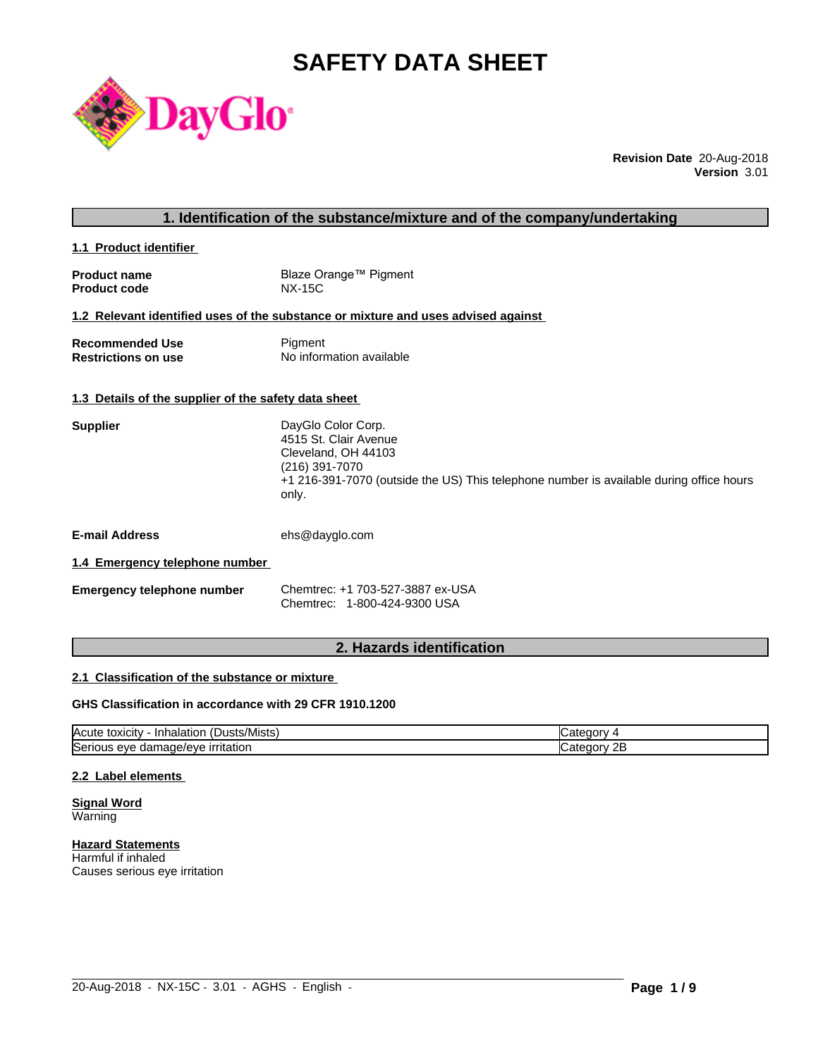# SAFETY DATA SHEET

DayGlo

**Revision Date** 20-Aug-2018
**Version** 3.01

## 1. Identification of the substance/mixture and of the company/undertaking

### 1.1 Product identifier

**Product name** Blaze Orange™ Pigment
**Product code** NX-15C

### 1.2 Relevant identified uses of the substance or mixture and uses advised against

**Recommended Use** Pigment
**Restrictions on use** No information available

### 1.3 Details of the supplier of the safety data sheet

**Supplier**
DayGlo Color Corp.
4515 St. Clair Avenue
Cleveland, OH 44103
(216) 391-7070
+1 216-391-7070 (outside the US) This telephone number is available during office hours only.

**E-mail Address** ehs@dayglo.com

### 1.4 Emergency telephone number

**Emergency telephone number**
Chemtrec: +1 703-527-3887 ex-USA
Chemtrec: 1-800-424-9300 USA

## 2. Hazards identification

### 2.1 Classification of the substance or mixture

**GHS Classification in accordance with 29 CFR 1910.1200**

| | |
|---|---|
| Acute toxicity - Inhalation (Dusts/Mists) | Category 4 |
| Serious eye damage/eye irritation | Category 2B |

### 2.2 Label elements

**Signal Word**
Warning

**Hazard Statements**
Harmful if inhaled
Causes serious eye irritation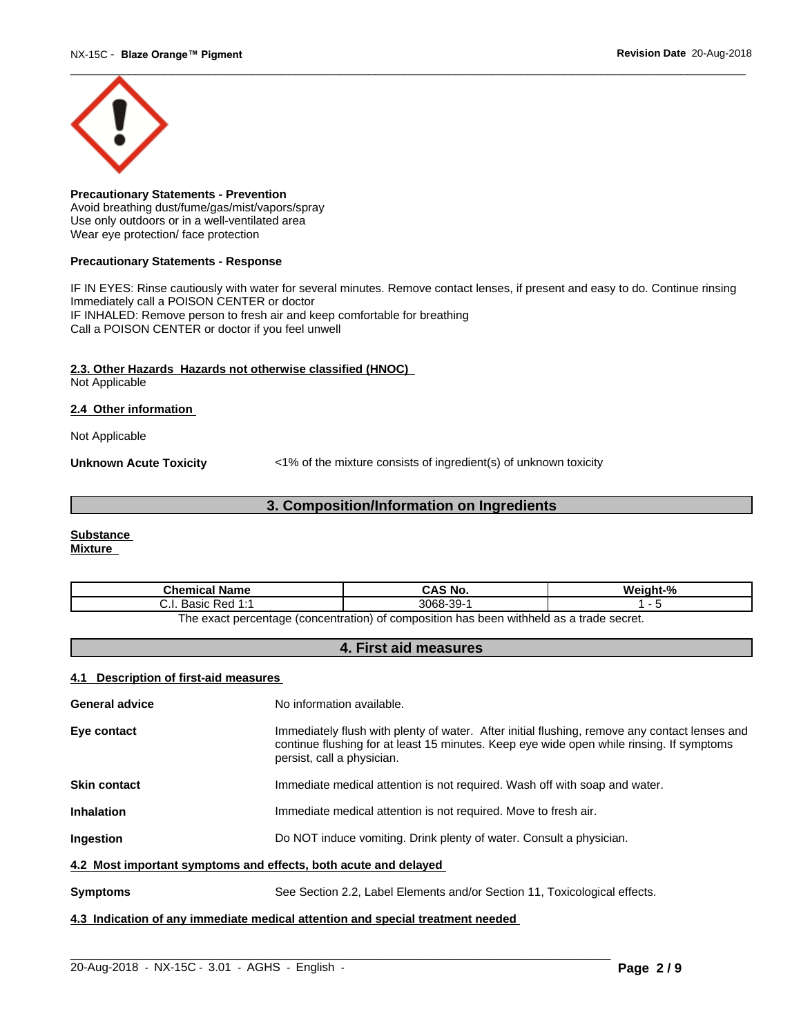**Precautionary Statements - Prevention**
Avoid breathing dust/fume/gas/mist/vapors/spray
Use only outdoors or in a well-ventilated area
Wear eye protection/ face protection

**Precautionary Statements - Response**

IF IN EYES: Rinse cautiously with water for several minutes. Remove contact lenses, if present and easy to do. Continue rinsing
Immediately call a POISON CENTER or doctor
IF INHALED: Remove person to fresh air and keep comfortable for breathing
Call a POISON CENTER or doctor if you feel unwell

### 2.3. Other Hazards Hazards not otherwise classified (HNOC)

Not Applicable

### 2.4 Other information

Not Applicable

**Unknown Acute Toxicity** <1% of the mixture consists of ingredient(s) of unknown toxicity

## 3. Composition/Information on Ingredients

**Substance**
**Mixture**

| Chemical Name | CAS No. | Weight-% |
|---|---|---|
| C.I. Basic Red 1:1 | 3068-39-1 | 1 - 5 |

The exact percentage (concentration) of composition has been withheld as a trade secret.

## 4. First aid measures

### 4.1 Description of first-aid measures

**General advice** No information available.

**Eye contact** Immediately flush with plenty of water. After initial flushing, remove any contact lenses and continue flushing for at least 15 minutes. Keep eye wide open while rinsing. If symptoms persist, call a physician.

**Skin contact** Immediate medical attention is not required. Wash off with soap and water.

**Inhalation** Immediate medical attention is not required. Move to fresh air.

**Ingestion** Do NOT induce vomiting. Drink plenty of water. Consult a physician.

### 4.2 Most important symptoms and effects, both acute and delayed

**Symptoms** See Section 2.2, Label Elements and/or Section 11, Toxicological effects.

### 4.3 Indication of any immediate medical attention and special treatment needed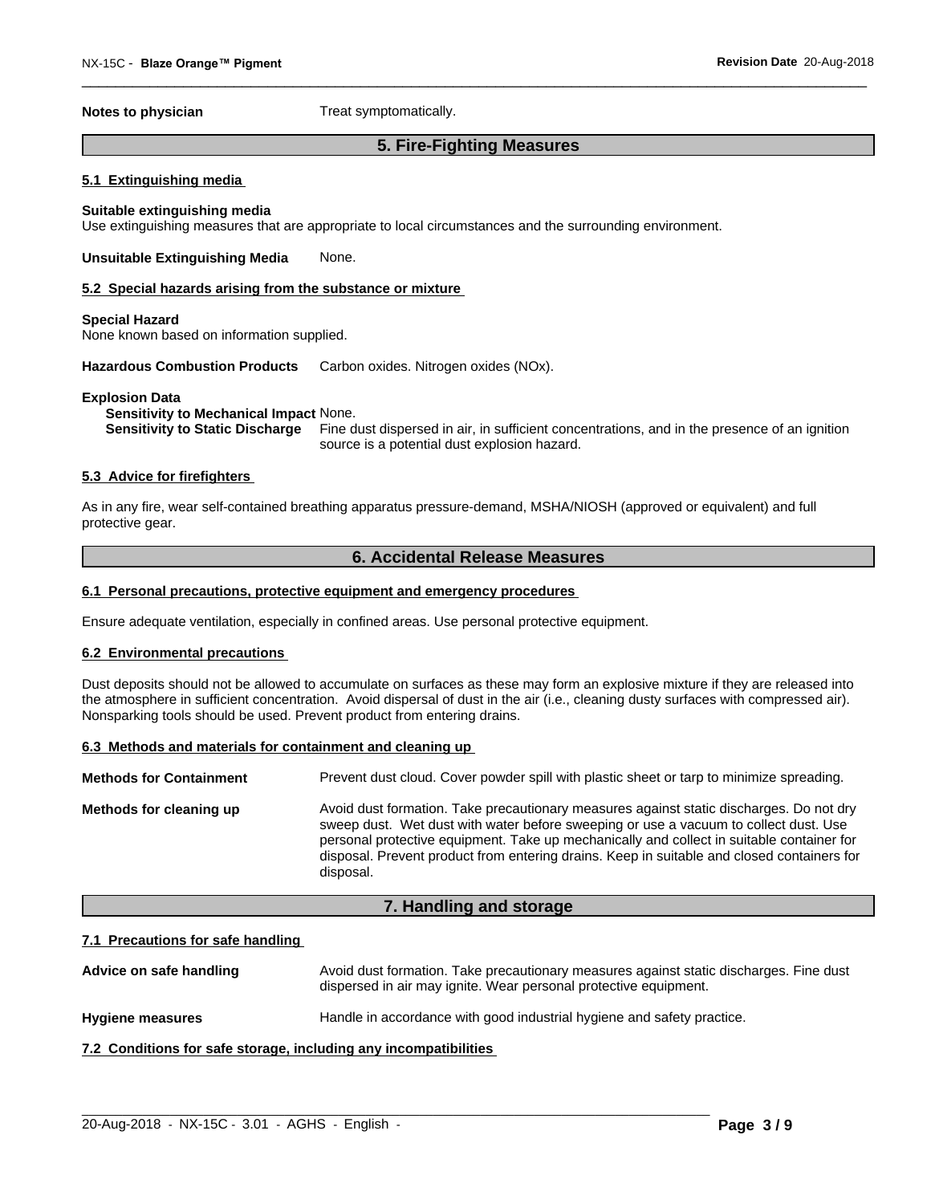**Notes to physician** Treat symptomatically.

## 5. Fire-Fighting Measures

### 5.1 Extinguishing media

**Suitable extinguishing media**
Use extinguishing measures that are appropriate to local circumstances and the surrounding environment.

**Unsuitable Extinguishing Media** None.

### 5.2 Special hazards arising from the substance or mixture

**Special Hazard**
None known based on information supplied.

**Hazardous Combustion Products** Carbon oxides. Nitrogen oxides (NOx).

**Explosion Data**
**Sensitivity to Mechanical Impact** None.
**Sensitivity to Static Discharge** Fine dust dispersed in air, in sufficient concentrations, and in the presence of an ignition source is a potential dust explosion hazard.

### 5.3 Advice for firefighters

As in any fire, wear self-contained breathing apparatus pressure-demand, MSHA/NIOSH (approved or equivalent) and full protective gear.

## 6. Accidental Release Measures

### 6.1 Personal precautions, protective equipment and emergency procedures

Ensure adequate ventilation, especially in confined areas. Use personal protective equipment.

### 6.2 Environmental precautions

Dust deposits should not be allowed to accumulate on surfaces as these may form an explosive mixture if they are released into the atmosphere in sufficient concentration. Avoid dispersal of dust in the air (i.e., cleaning dusty surfaces with compressed air). Nonsparking tools should be used. Prevent product from entering drains.

### 6.3 Methods and materials for containment and cleaning up

**Methods for Containment** Prevent dust cloud. Cover powder spill with plastic sheet or tarp to minimize spreading.

**Methods for cleaning up** Avoid dust formation. Take precautionary measures against static discharges. Do not dry sweep dust. Wet dust with water before sweeping or use a vacuum to collect dust. Use personal protective equipment. Take up mechanically and collect in suitable container for disposal. Prevent product from entering drains. Keep in suitable and closed containers for disposal.

## 7. Handling and storage

### 7.1 Precautions for safe handling

**Advice on safe handling** Avoid dust formation. Take precautionary measures against static discharges. Fine dust dispersed in air may ignite. Wear personal protective equipment.

**Hygiene measures** Handle in accordance with good industrial hygiene and safety practice.

### 7.2 Conditions for safe storage, including any incompatibilities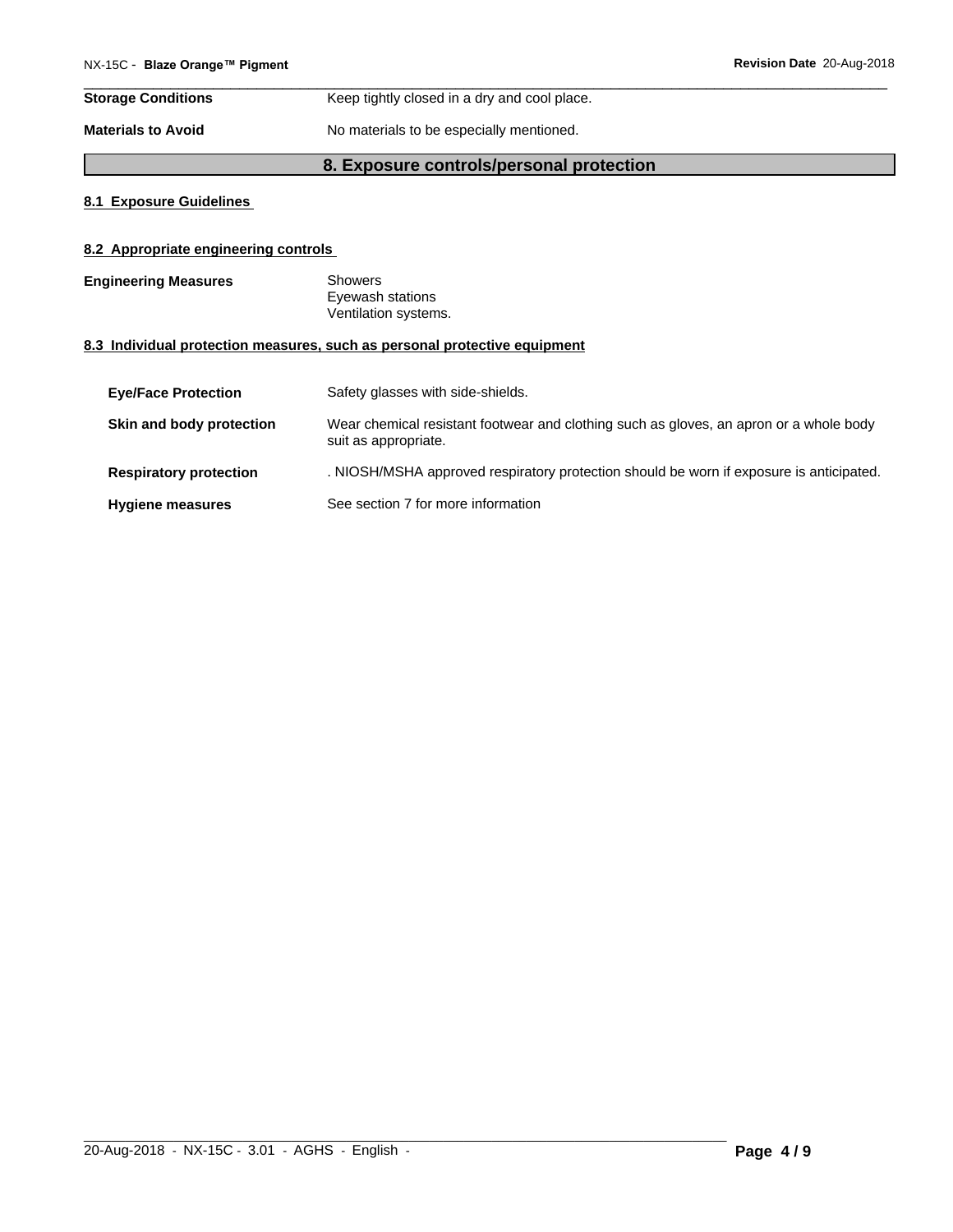| | |
|---|---|
| **Storage Conditions** | Keep tightly closed in a dry and cool place. |
| **Materials to Avoid** | No materials to be especially mentioned. |

## 8. Exposure controls/personal protection

### 8.1 Exposure Guidelines

### 8.2 Appropriate engineering controls

| | |
|---|---|
| **Engineering Measures** | Showers<br>Eyewash stations<br>Ventilation systems. |

### 8.3 Individual protection measures, such as personal protective equipment

| | |
|---|---|
| **Eye/Face Protection** | Safety glasses with side-shields. |
| **Skin and body protection** | Wear chemical resistant footwear and clothing such as gloves, an apron or a whole body suit as appropriate. |
| **Respiratory protection** | . NIOSH/MSHA approved respiratory protection should be worn if exposure is anticipated. |
| **Hygiene measures** | See section 7 for more information |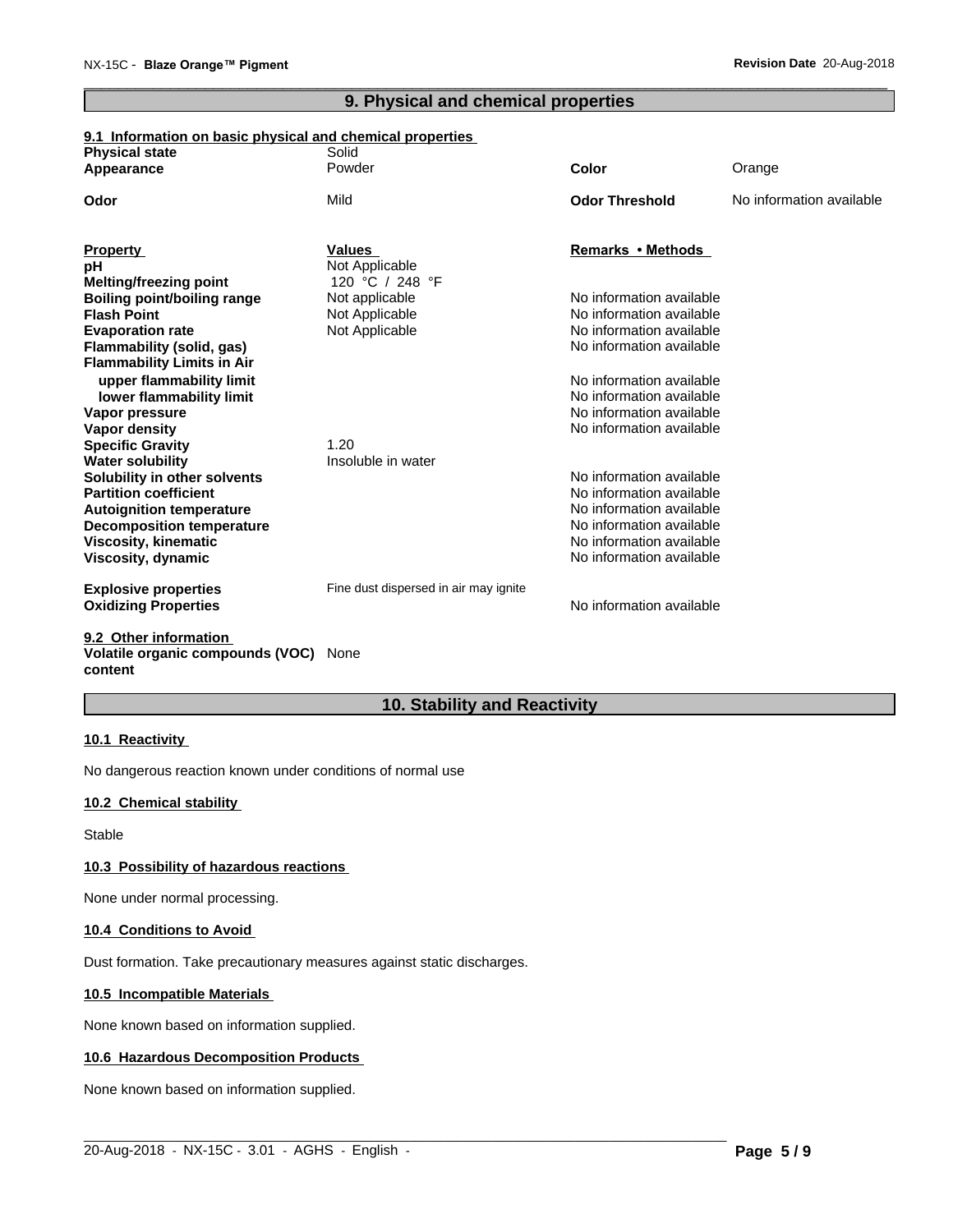## 9. Physical and chemical properties

### 9.1 Information on basic physical and chemical properties

| | | | |
|---|---|---|---|
| **Physical state** | Solid | | |
| **Appearance** | Powder | **Color** | Orange |
| **Odor** | Mild | **Odor Threshold** | No information available |

| **Property** | **Values** | **Remarks • Methods** |
|---|---|---|
| **pH** | Not Applicable | |
| **Melting/freezing point** | 120 °C / 248 °F | |
| **Boiling point/boiling range** | Not applicable | No information available |
| **Flash Point** | Not Applicable | No information available |
| **Evaporation rate** | Not Applicable | No information available |
| **Flammability (solid, gas)** | | No information available |
| **Flammability Limits in Air** | | |
| **upper flammability limit** | | No information available |
| **lower flammability limit** | | No information available |
| **Vapor pressure** | | No information available |
| **Vapor density** | | No information available |
| **Specific Gravity** | 1.20 | |
| **Water solubility** | Insoluble in water | |
| **Solubility in other solvents** | | No information available |
| **Partition coefficient** | | No information available |
| **Autoignition temperature** | | No information available |
| **Decomposition temperature** | | No information available |
| **Viscosity, kinematic** | | No information available |
| **Viscosity, dynamic** | | No information available |
| **Explosive properties** | Fine dust dispersed in air may ignite | |
| **Oxidizing Properties** | | No information available |

### 9.2 Other information

**Volatile organic compounds (VOC) content** None

## 10. Stability and Reactivity

### 10.1 Reactivity

No dangerous reaction known under conditions of normal use

### 10.2 Chemical stability

Stable

### 10.3 Possibility of hazardous reactions

None under normal processing.

### 10.4 Conditions to Avoid

Dust formation. Take precautionary measures against static discharges.

### 10.5 Incompatible Materials

None known based on information supplied.

### 10.6 Hazardous Decomposition Products

None known based on information supplied.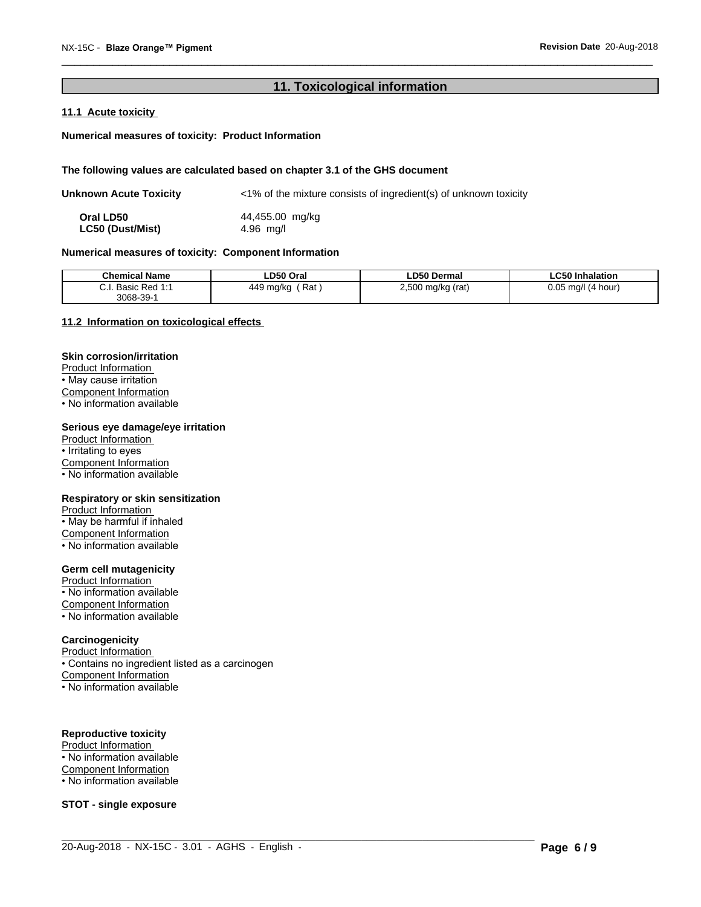## 11. Toxicological information

### 11.1 Acute toxicity

**Numerical measures of toxicity: Product Information**

**The following values are calculated based on chapter 3.1 of the GHS document**

**Unknown Acute Toxicity** <1% of the mixture consists of ingredient(s) of unknown toxicity

**Oral LD50** 44,455.00 mg/kg
**LC50 (Dust/Mist)** 4.96 mg/l

**Numerical measures of toxicity: Component Information**

| Chemical Name | LD50 Oral | LD50 Dermal | LC50 Inhalation |
|---|---|---|---|
| C.I. Basic Red 1:1 3068-39-1 | 449 mg/kg ( Rat ) | 2,500 mg/kg (rat) | 0.05 mg/l (4 hour) |

### 11.2 Information on toxicological effects

**Skin corrosion/irritation**
Product Information
• May cause irritation
Component Information
• No information available

**Serious eye damage/eye irritation**
Product Information
• Irritating to eyes
Component Information
• No information available

**Respiratory or skin sensitization**
Product Information
• May be harmful if inhaled
Component Information
• No information available

**Germ cell mutagenicity**
Product Information
• No information available
Component Information
• No information available

**Carcinogenicity**
Product Information
• Contains no ingredient listed as a carcinogen
Component Information
• No information available

**Reproductive toxicity**
Product Information
• No information available
Component Information
• No information available

**STOT - single exposure**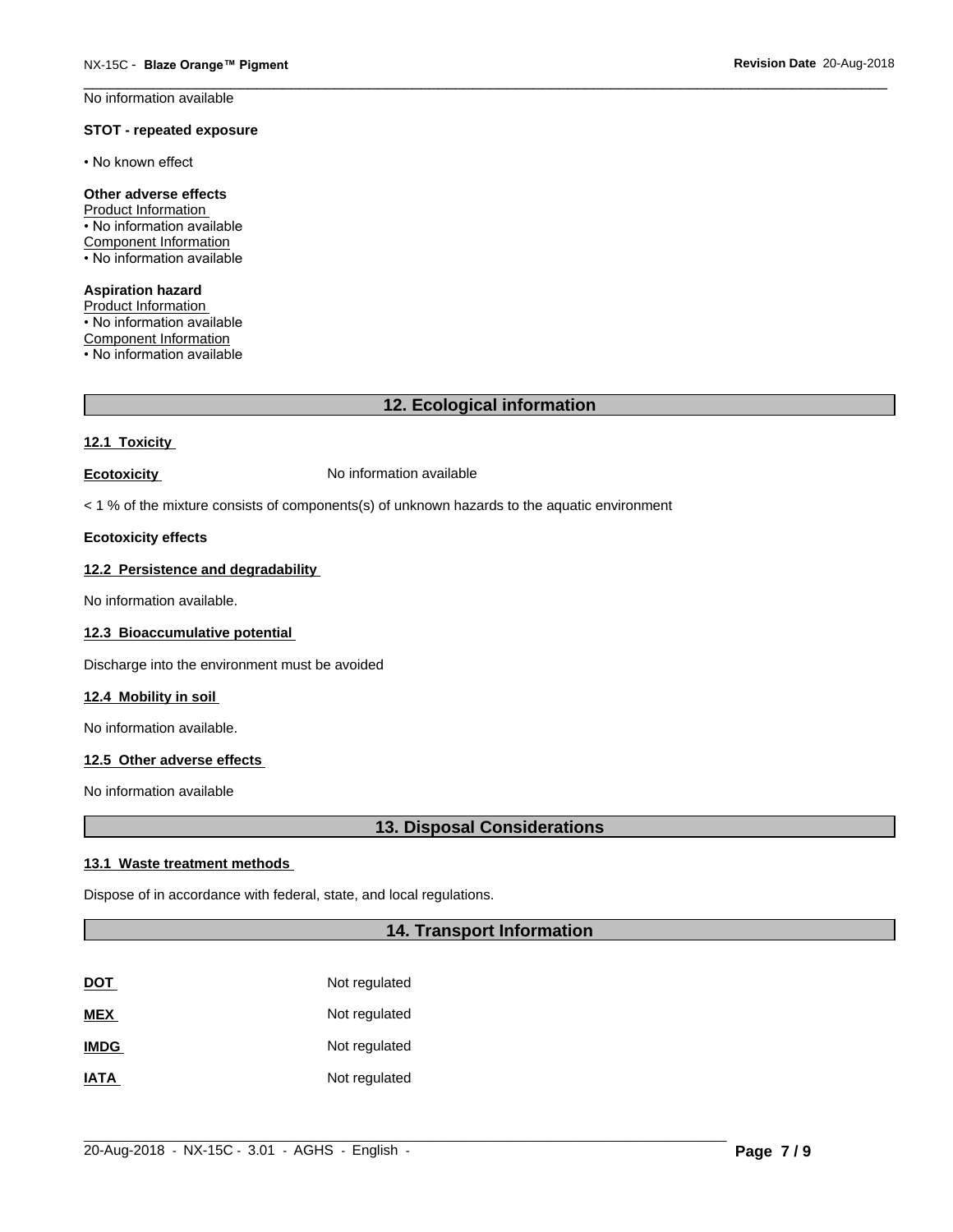No information available

**STOT - repeated exposure**

• No known effect

**Other adverse effects**

Product Information

• No information available

Component Information

• No information available

**Aspiration hazard**

Product Information

• No information available

Component Information

• No information available

## 12. Ecological information

### 12.1 Toxicity

**Ecotoxicity** No information available

< 1 % of the mixture consists of components(s) of unknown hazards to the aquatic environment

**Ecotoxicity effects**

### 12.2 Persistence and degradability

No information available.

### 12.3 Bioaccumulative potential

Discharge into the environment must be avoided

### 12.4 Mobility in soil

No information available.

### 12.5 Other adverse effects

No information available

## 13. Disposal Considerations

### 13.1 Waste treatment methods

Dispose of in accordance with federal, state, and local regulations.

## 14. Transport Information

| | |
|---|---|
| **DOT** | Not regulated |
| **MEX** | Not regulated |
| **IMDG** | Not regulated |
| **IATA** | Not regulated |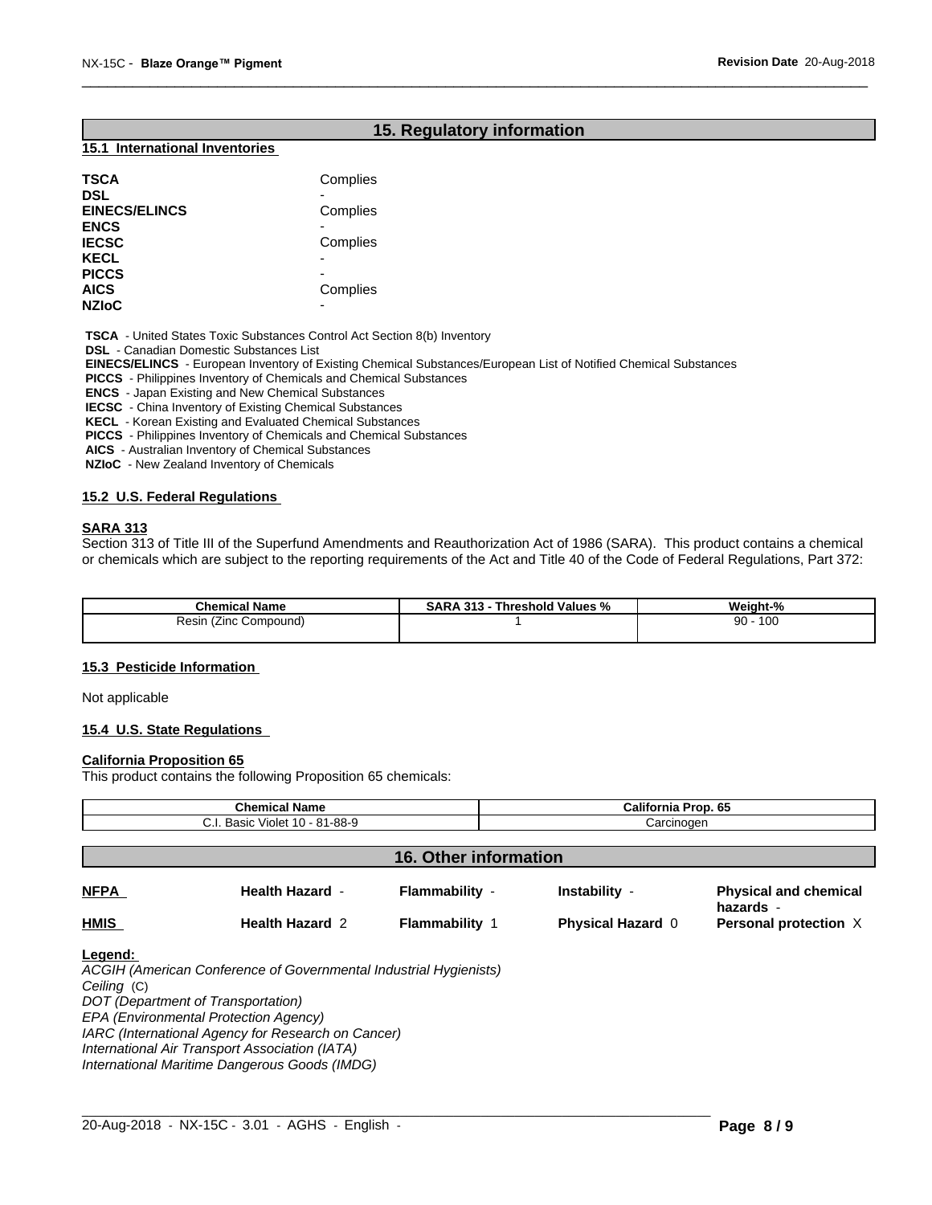## 15. Regulatory information

### 15.1 International Inventories

| | |
|---|---|
| **TSCA** | Complies |
| **DSL** | - |
| **EINECS/ELINCS** | Complies |
| **ENCS** | - |
| **IECSC** | Complies |
| **KECL** | - |
| **PICCS** | - |
| **AICS** | Complies |
| **NZIoC** | - |

**TSCA** - United States Toxic Substances Control Act Section 8(b) Inventory
**DSL** - Canadian Domestic Substances List
**EINECS/ELINCS** - European Inventory of Existing Chemical Substances/European List of Notified Chemical Substances
**PICCS** - Philippines Inventory of Chemicals and Chemical Substances
**ENCS** - Japan Existing and New Chemical Substances
**IECSC** - China Inventory of Existing Chemical Substances
**KECL** - Korean Existing and Evaluated Chemical Substances
**PICCS** - Philippines Inventory of Chemicals and Chemical Substances
**AICS** - Australian Inventory of Chemical Substances
**NZIoC** - New Zealand Inventory of Chemicals

### 15.2 U.S. Federal Regulations

**SARA 313**

Section 313 of Title III of the Superfund Amendments and Reauthorization Act of 1986 (SARA). This product contains a chemical or chemicals which are subject to the reporting requirements of the Act and Title 40 of the Code of Federal Regulations, Part 372:

| Chemical Name | SARA 313 - Threshold Values % | Weight-% |
|---|---|---|
| Resin (Zinc Compound) | 1 | 90 - 100 |

### 15.3 Pesticide Information

Not applicable

### 15.4 U.S. State Regulations

**California Proposition 65**

This product contains the following Proposition 65 chemicals:

| Chemical Name | California Prop. 65 |
|---|---|
| C.I. Basic Violet 10 - 81-88-9 | Carcinogen |

## 16. Other information

| | | | | |
|---|---|---|---|---|
| **NFPA** | **Health Hazard** - | **Flammability** - | **Instability** - | **Physical and chemical hazards** - |
| **HMIS** | **Health Hazard** 2 | **Flammability** 1 | **Physical Hazard** 0 | **Personal protection** X |

**Legend:**

*ACGIH (American Conference of Governmental Industrial Hygienists)*
*Ceiling* (C)
*DOT (Department of Transportation)*
*EPA (Environmental Protection Agency)*
*IARC (International Agency for Research on Cancer)*
*International Air Transport Association (IATA)*
*International Maritime Dangerous Goods (IMDG)*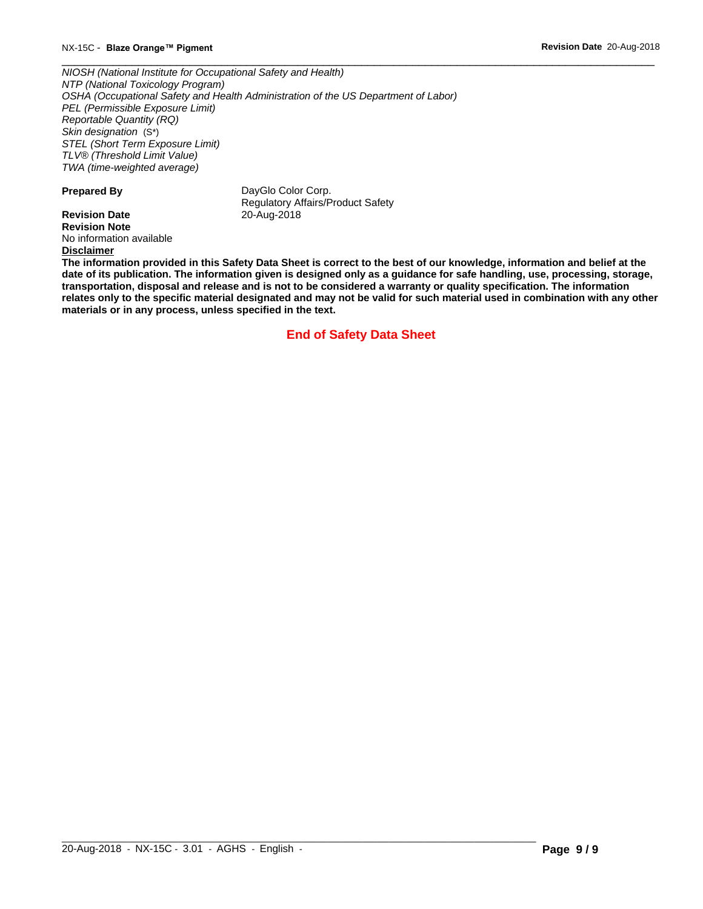*NIOSH (National Institute for Occupational Safety and Health)*
*NTP (National Toxicology Program)*
*OSHA (Occupational Safety and Health Administration of the US Department of Labor)*
*PEL (Permissible Exposure Limit)*
*Reportable Quantity (RQ)*
*Skin designation* (S*)
*STEL (Short Term Exposure Limit)*
*TLV® (Threshold Limit Value)*
*TWA (time-weighted average)*

**Prepared By** DayGlo Color Corp.
Regulatory Affairs/Product Safety

**Revision Date** 20-Aug-2018

**Revision Note**
No information available

**Disclaimer**

**The information provided in this Safety Data Sheet is correct to the best of our knowledge, information and belief at the date of its publication. The information given is designed only as a guidance for safe handling, use, processing, storage, transportation, disposal and release and is not to be considered a warranty or quality specification. The information relates only to the specific material designated and may not be valid for such material used in combination with any other materials or in any process, unless specified in the text.**

**End of Safety Data Sheet**